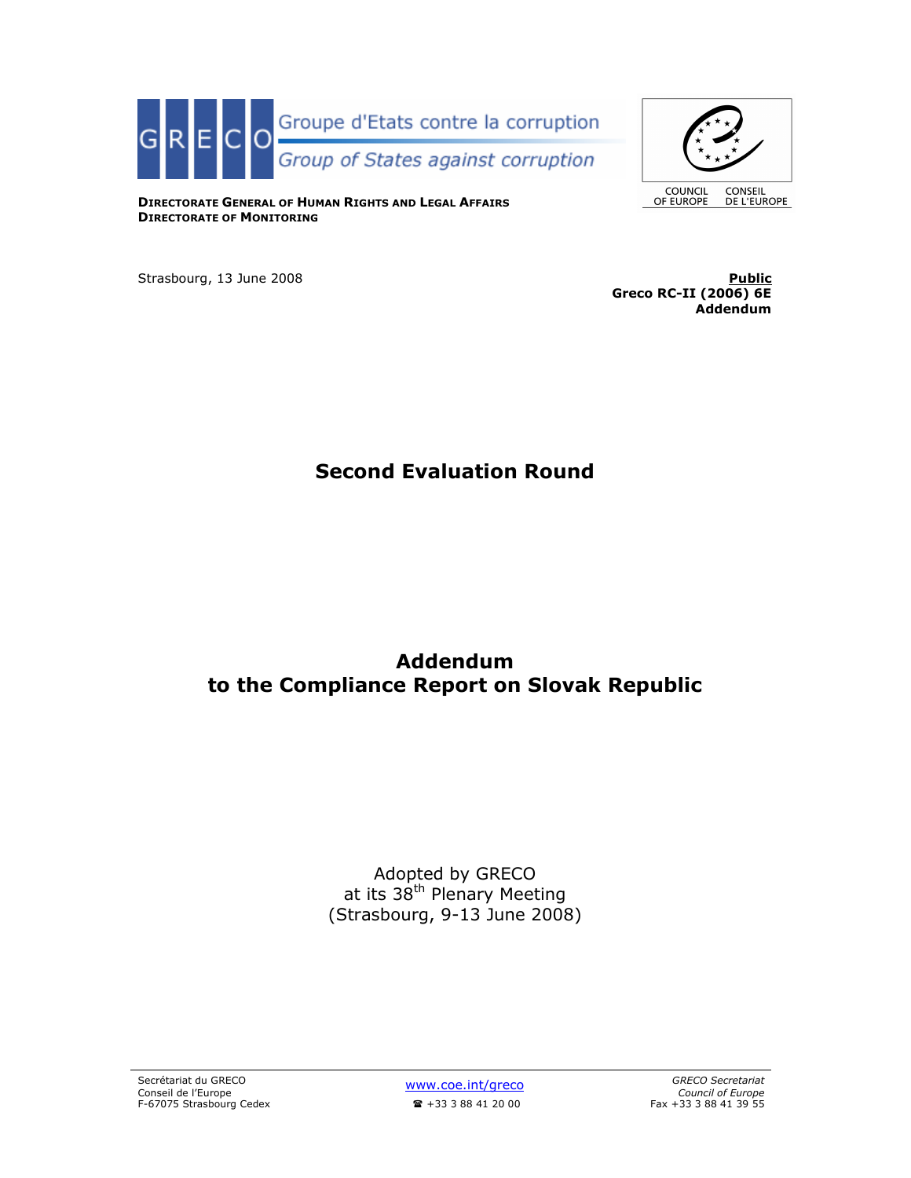Groupe d'Etats contre la corruption

*Group of States against corruption*

**DIRECTORATE GENERAL OF HUMAN RIGHTS AND LEGAL AFFAIRS**
**DIRECTORATE OF MONITORING**

COUNCIL OF EUROPE / CONSEIL DE L'EUROPE

Strasbourg, 13 June 2008

**Public**
**Greco RC-II (2006) 6E**
**Addendum**

# Second Evaluation Round

# Addendum
# to the Compliance Report on Slovak Republic

Adopted by GRECO
at its 38th Plenary Meeting
(Strasbourg, 9-13 June 2008)

Secrétariat du GRECO
Conseil de l'Europe
F-67075 Strasbourg Cedex

www.coe.int/greco
☎ +33 3 88 41 20 00

*GRECO Secretariat*
*Council of Europe*
Fax +33 3 88 41 39 55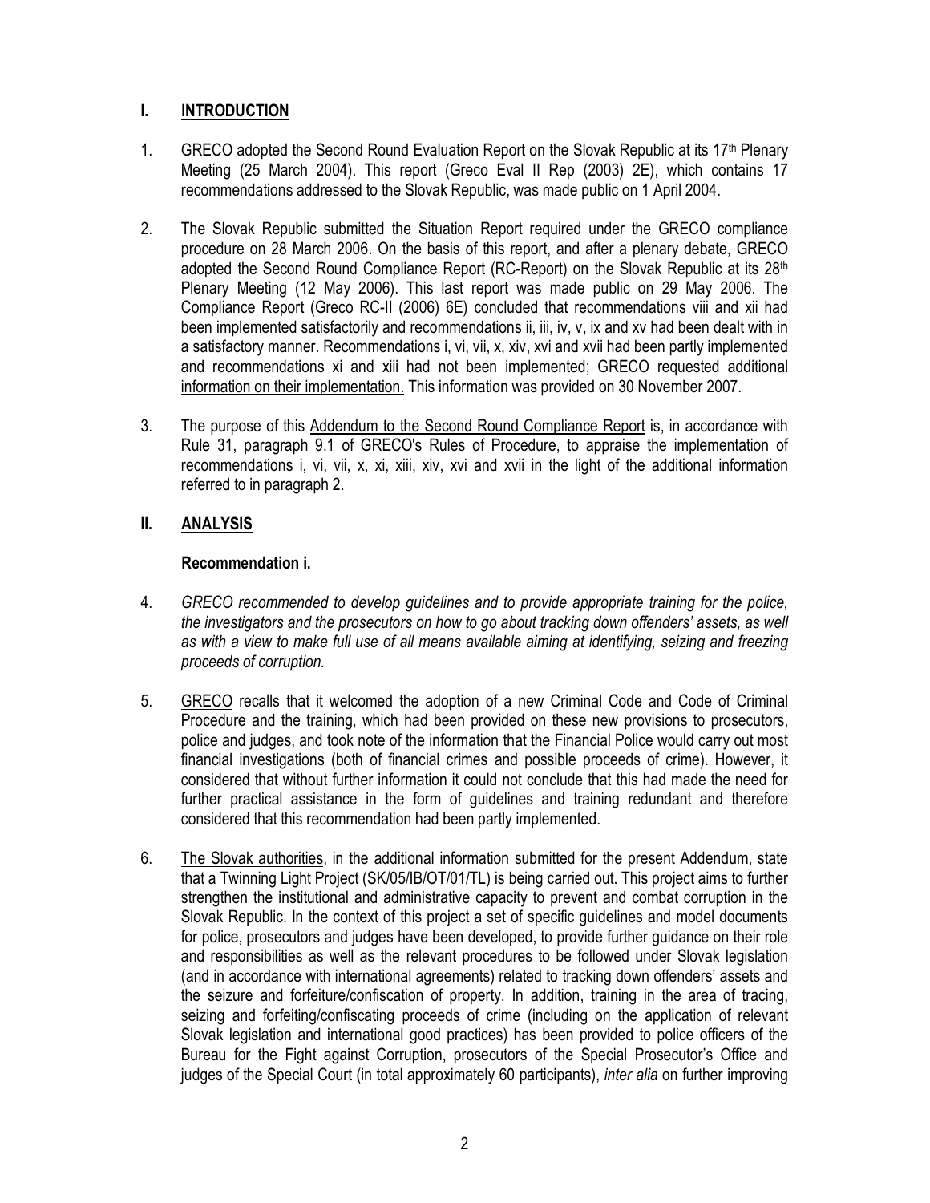## I. INTRODUCTION

1. GRECO adopted the Second Round Evaluation Report on the Slovak Republic at its 17th Plenary Meeting (25 March 2004). This report (Greco Eval II Rep (2003) 2E), which contains 17 recommendations addressed to the Slovak Republic, was made public on 1 April 2004.

2. The Slovak Republic submitted the Situation Report required under the GRECO compliance procedure on 28 March 2006. On the basis of this report, and after a plenary debate, GRECO adopted the Second Round Compliance Report (RC-Report) on the Slovak Republic at its 28th Plenary Meeting (12 May 2006). This last report was made public on 29 May 2006. The Compliance Report (Greco RC-II (2006) 6E) concluded that recommendations viii and xii had been implemented satisfactorily and recommendations ii, iii, iv, v, ix and xv had been dealt with in a satisfactory manner. Recommendations i, vi, vii, x, xiv, xvi and xvii had been partly implemented and recommendations xi and xiii had not been implemented; GRECO requested additional information on their implementation. This information was provided on 30 November 2007.

3. The purpose of this Addendum to the Second Round Compliance Report is, in accordance with Rule 31, paragraph 9.1 of GRECO's Rules of Procedure, to appraise the implementation of recommendations i, vi, vii, x, xi, xiii, xiv, xvi and xvii in the light of the additional information referred to in paragraph 2.

## II. ANALYSIS

### Recommendation i.

4. *GRECO recommended to develop guidelines and to provide appropriate training for the police, the investigators and the prosecutors on how to go about tracking down offenders' assets, as well as with a view to make full use of all means available aiming at identifying, seizing and freezing proceeds of corruption.*

5. GRECO recalls that it welcomed the adoption of a new Criminal Code and Code of Criminal Procedure and the training, which had been provided on these new provisions to prosecutors, police and judges, and took note of the information that the Financial Police would carry out most financial investigations (both of financial crimes and possible proceeds of crime). However, it considered that without further information it could not conclude that this had made the need for further practical assistance in the form of guidelines and training redundant and therefore considered that this recommendation had been partly implemented.

6. The Slovak authorities, in the additional information submitted for the present Addendum, state that a Twinning Light Project (SK/05/IB/OT/01/TL) is being carried out. This project aims to further strengthen the institutional and administrative capacity to prevent and combat corruption in the Slovak Republic. In the context of this project a set of specific guidelines and model documents for police, prosecutors and judges have been developed, to provide further guidance on their role and responsibilities as well as the relevant procedures to be followed under Slovak legislation (and in accordance with international agreements) related to tracking down offenders' assets and the seizure and forfeiture/confiscation of property. In addition, training in the area of tracing, seizing and forfeiting/confiscating proceeds of crime (including on the application of relevant Slovak legislation and international good practices) has been provided to police officers of the Bureau for the Fight against Corruption, prosecutors of the Special Prosecutor's Office and judges of the Special Court (in total approximately 60 participants), *inter alia* on further improving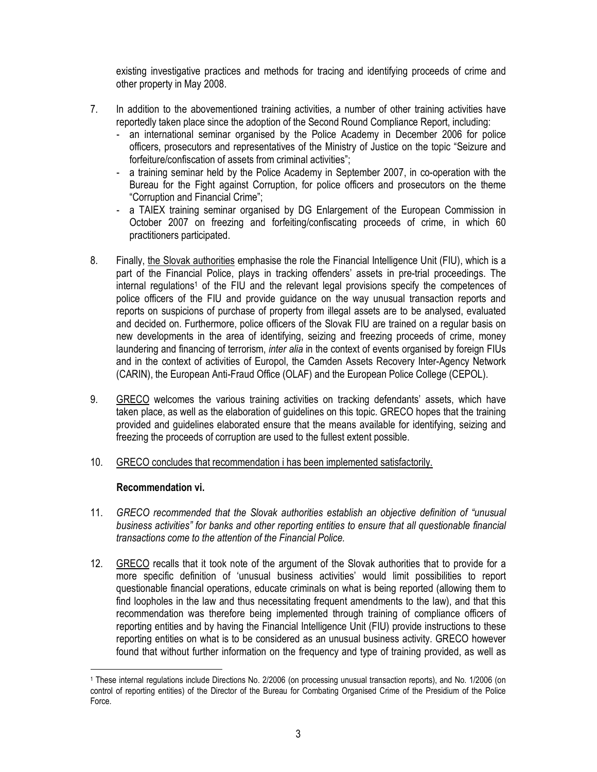existing investigative practices and methods for tracing and identifying proceeds of crime and other property in May 2008.

7. In addition to the abovementioned training activities, a number of other training activities have reportedly taken place since the adoption of the Second Round Compliance Report, including:
   - an international seminar organised by the Police Academy in December 2006 for police officers, prosecutors and representatives of the Ministry of Justice on the topic "Seizure and forfeiture/confiscation of assets from criminal activities";
   - a training seminar held by the Police Academy in September 2007, in co-operation with the Bureau for the Fight against Corruption, for police officers and prosecutors on the theme "Corruption and Financial Crime";
   - a TAIEX training seminar organised by DG Enlargement of the European Commission in October 2007 on freezing and forfeiting/confiscating proceeds of crime, in which 60 practitioners participated.

8. Finally, <u>the Slovak authorities</u> emphasise the role the Financial Intelligence Unit (FIU), which is a part of the Financial Police, plays in tracking offenders' assets in pre-trial proceedings. The internal regulations[1] of the FIU and the relevant legal provisions specify the competences of police officers of the FIU and provide guidance on the way unusual transaction reports and reports on suspicions of purchase of property from illegal assets are to be analysed, evaluated and decided on. Furthermore, police officers of the Slovak FIU are trained on a regular basis on new developments in the area of identifying, seizing and freezing proceeds of crime, money laundering and financing of terrorism, *inter alia* in the context of events organised by foreign FIUs and in the context of activities of Europol, the Camden Assets Recovery Inter-Agency Network (CARIN), the European Anti-Fraud Office (OLAF) and the European Police College (CEPOL).

9. <u>GRECO</u> welcomes the various training activities on tracking defendants' assets, which have taken place, as well as the elaboration of guidelines on this topic. GRECO hopes that the training provided and guidelines elaborated ensure that the means available for identifying, seizing and freezing the proceeds of corruption are used to the fullest extent possible.

10. <u>GRECO concludes that recommendation i has been implemented satisfactorily.</u>

**Recommendation vi.**

11. *GRECO recommended that the Slovak authorities establish an objective definition of "unusual business activities" for banks and other reporting entities to ensure that all questionable financial transactions come to the attention of the Financial Police.*

12. <u>GRECO</u> recalls that it took note of the argument of the Slovak authorities that to provide for a more specific definition of 'unusual business activities' would limit possibilities to report questionable financial operations, educate criminals on what is being reported (allowing them to find loopholes in the law and thus necessitating frequent amendments to the law), and that this recommendation was therefore being implemented through training of compliance officers of reporting entities and by having the Financial Intelligence Unit (FIU) provide instructions to these reporting entities on what is to be considered as an unusual business activity. GRECO however found that without further information on the frequency and type of training provided, as well as

---

[1] These internal regulations include Directions No. 2/2006 (on processing unusual transaction reports), and No. 1/2006 (on control of reporting entities) of the Director of the Bureau for Combating Organised Crime of the Presidium of the Police Force.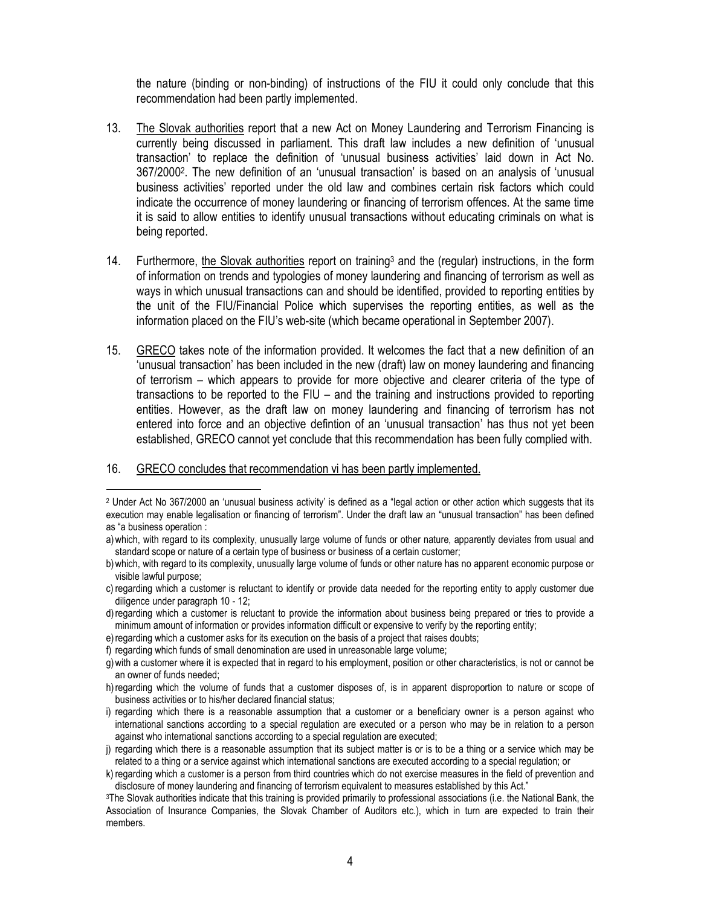the nature (binding or non-binding) of instructions of the FIU it could only conclude that this recommendation had been partly implemented.

13. The Slovak authorities report that a new Act on Money Laundering and Terrorism Financing is currently being discussed in parliament. This draft law includes a new definition of 'unusual transaction' to replace the definition of 'unusual business activities' laid down in Act No. 367/2000[2]. The new definition of an 'unusual transaction' is based on an analysis of 'unusual business activities' reported under the old law and combines certain risk factors which could indicate the occurrence of money laundering or financing of terrorism offences. At the same time it is said to allow entities to identify unusual transactions without educating criminals on what is being reported.

14. Furthermore, the Slovak authorities report on training[3] and the (regular) instructions, in the form of information on trends and typologies of money laundering and financing of terrorism as well as ways in which unusual transactions can and should be identified, provided to reporting entities by the unit of the FIU/Financial Police which supervises the reporting entities, as well as the information placed on the FIU's web-site (which became operational in September 2007).

15. GRECO takes note of the information provided. It welcomes the fact that a new definition of an 'unusual transaction' has been included in the new (draft) law on money laundering and financing of terrorism – which appears to provide for more objective and clearer criteria of the type of transactions to be reported to the FIU – and the training and instructions provided to reporting entities. However, as the draft law on money laundering and financing of terrorism has not entered into force and an objective defintion of an 'unusual transaction' has thus not yet been established, GRECO cannot yet conclude that this recommendation has been fully complied with.

16. GRECO concludes that recommendation vi has been partly implemented.

---

[2] Under Act No 367/2000 an 'unusual business activity' is defined as a "legal action or other action which suggests that its execution may enable legalisation or financing of terrorism". Under the draft law an "unusual transaction" has been defined as "a business operation :

a) which, with regard to its complexity, unusually large volume of funds or other nature, apparently deviates from usual and standard scope or nature of a certain type of business or business of a certain customer;
b) which, with regard to its complexity, unusually large volume of funds or other nature has no apparent economic purpose or visible lawful purpose;
c) regarding which a customer is reluctant to identify or provide data needed for the reporting entity to apply customer due diligence under paragraph 10 - 12;
d) regarding which a customer is reluctant to provide the information about business being prepared or tries to provide a minimum amount of information or provides information difficult or expensive to verify by the reporting entity;
e) regarding which a customer asks for its execution on the basis of a project that raises doubts;
f) regarding which funds of small denomination are used in unreasonable large volume;
g) with a customer where it is expected that in regard to his employment, position or other characteristics, is not or cannot be an owner of funds needed;
h) regarding which the volume of funds that a customer disposes of, is in apparent disproportion to nature or scope of business activities or to his/her declared financial status;
i) regarding which there is a reasonable assumption that a customer or a beneficiary owner is a person against who international sanctions according to a special regulation are executed or a person who may be in relation to a person against who international sanctions according to a special regulation are executed;
j) regarding which there is a reasonable assumption that its subject matter is or is to be a thing or a service which may be related to a thing or a service against which international sanctions are executed according to a special regulation; or
k) regarding which a customer is a person from third countries which do not exercise measures in the field of prevention and disclosure of money laundering and financing of terrorism equivalent to measures established by this Act."

[3] The Slovak authorities indicate that this training is provided primarily to professional associations (i.e. the National Bank, the Association of Insurance Companies, the Slovak Chamber of Auditors etc.), which in turn are expected to train their members.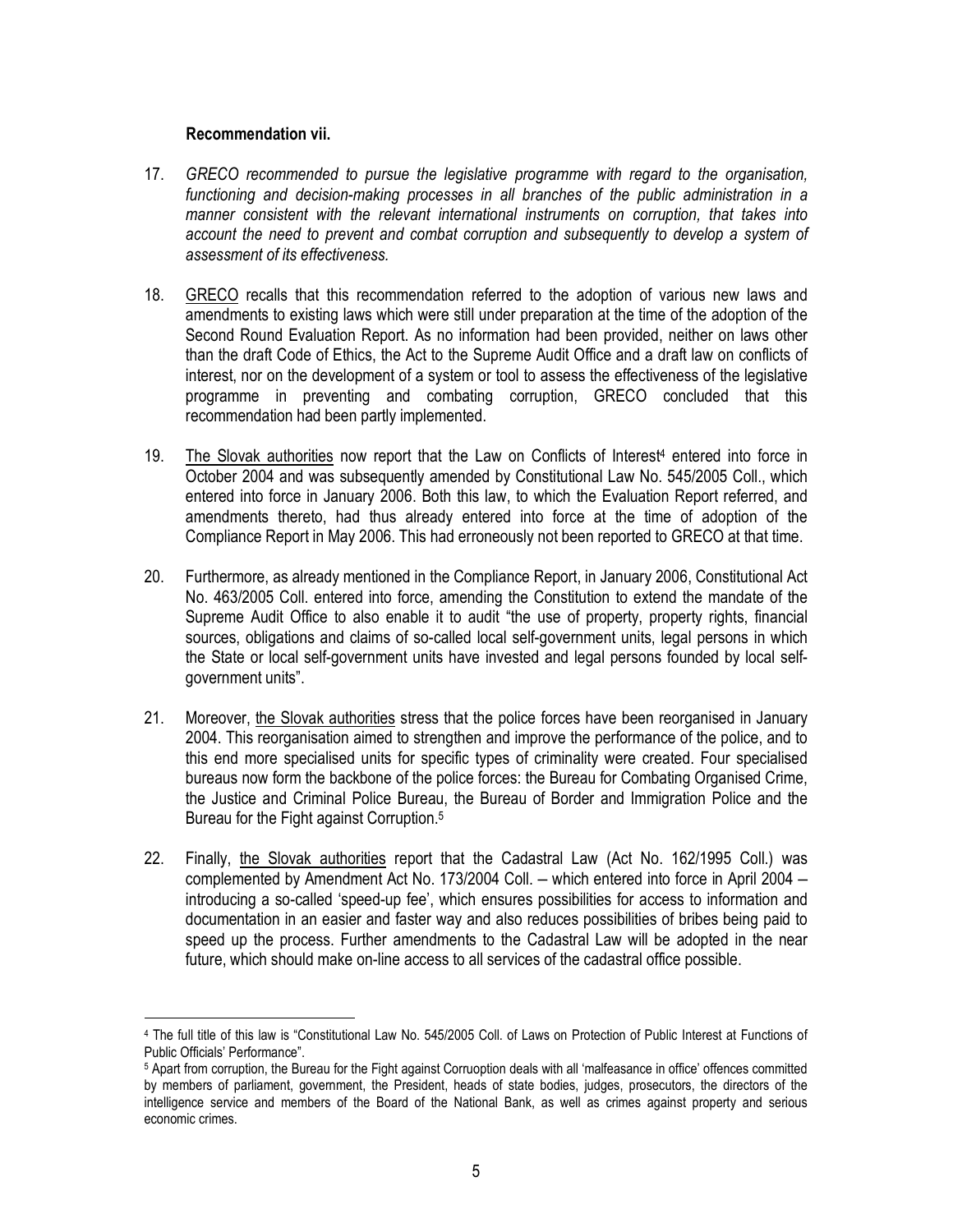**Recommendation vii.**

17. *GRECO recommended to pursue the legislative programme with regard to the organisation, functioning and decision-making processes in all branches of the public administration in a manner consistent with the relevant international instruments on corruption, that takes into account the need to prevent and combat corruption and subsequently to develop a system of assessment of its effectiveness.*

18. GRECO recalls that this recommendation referred to the adoption of various new laws and amendments to existing laws which were still under preparation at the time of the adoption of the Second Round Evaluation Report. As no information had been provided, neither on laws other than the draft Code of Ethics, the Act to the Supreme Audit Office and a draft law on conflicts of interest, nor on the development of a system or tool to assess the effectiveness of the legislative programme in preventing and combating corruption, GRECO concluded that this recommendation had been partly implemented.

19. The Slovak authorities now report that the Law on Conflicts of Interest[4] entered into force in October 2004 and was subsequently amended by Constitutional Law No. 545/2005 Coll., which entered into force in January 2006. Both this law, to which the Evaluation Report referred, and amendments thereto, had thus already entered into force at the time of adoption of the Compliance Report in May 2006. This had erroneously not been reported to GRECO at that time.

20. Furthermore, as already mentioned in the Compliance Report, in January 2006, Constitutional Act No. 463/2005 Coll. entered into force, amending the Constitution to extend the mandate of the Supreme Audit Office to also enable it to audit "the use of property, property rights, financial sources, obligations and claims of so-called local self-government units, legal persons in which the State or local self-government units have invested and legal persons founded by local self-government units".

21. Moreover, the Slovak authorities stress that the police forces have been reorganised in January 2004. This reorganisation aimed to strengthen and improve the performance of the police, and to this end more specialised units for specific types of criminality were created. Four specialised bureaus now form the backbone of the police forces: the Bureau for Combating Organised Crime, the Justice and Criminal Police Bureau, the Bureau of Border and Immigration Police and the Bureau for the Fight against Corruption.[5]

22. Finally, the Slovak authorities report that the Cadastral Law (Act No. 162/1995 Coll.) was complemented by Amendment Act No. 173/2004 Coll. – which entered into force in April 2004 – introducing a so-called 'speed-up fee', which ensures possibilities for access to information and documentation in an easier and faster way and also reduces possibilities of bribes being paid to speed up the process. Further amendments to the Cadastral Law will be adopted in the near future, which should make on-line access to all services of the cadastral office possible.

---

[4] The full title of this law is "Constitutional Law No. 545/2005 Coll. of Laws on Protection of Public Interest at Functions of Public Officials' Performance".

[5] Apart from corruption, the Bureau for the Fight against Corruoption deals with all 'malfeasance in office' offences committed by members of parliament, government, the President, heads of state bodies, judges, prosecutors, the directors of the intelligence service and members of the Board of the National Bank, as well as crimes against property and serious economic crimes.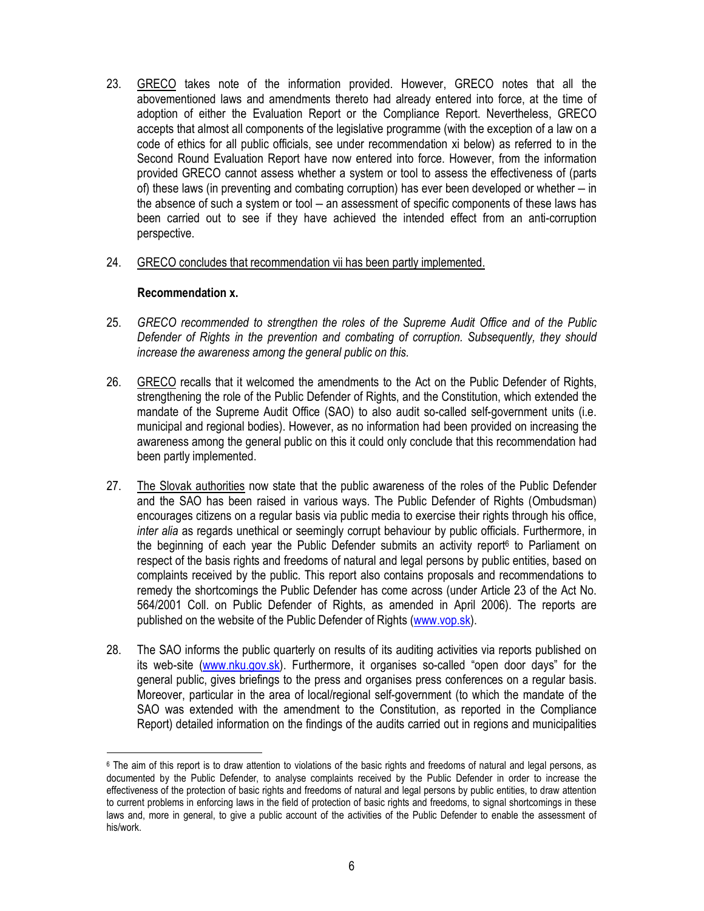23. GRECO takes note of the information provided. However, GRECO notes that all the abovementioned laws and amendments thereto had already entered into force, at the time of adoption of either the Evaluation Report or the Compliance Report. Nevertheless, GRECO accepts that almost all components of the legislative programme (with the exception of a law on a code of ethics for all public officials, see under recommendation xi below) as referred to in the Second Round Evaluation Report have now entered into force. However, from the information provided GRECO cannot assess whether a system or tool to assess the effectiveness of (parts of) these laws (in preventing and combating corruption) has ever been developed or whether – in the absence of such a system or tool – an assessment of specific components of these laws has been carried out to see if they have achieved the intended effect from an anti-corruption perspective.

24. GRECO concludes that recommendation vii has been partly implemented.

**Recommendation x.**

25. *GRECO recommended to strengthen the roles of the Supreme Audit Office and of the Public Defender of Rights in the prevention and combating of corruption. Subsequently, they should increase the awareness among the general public on this.*

26. GRECO recalls that it welcomed the amendments to the Act on the Public Defender of Rights, strengthening the role of the Public Defender of Rights, and the Constitution, which extended the mandate of the Supreme Audit Office (SAO) to also audit so-called self-government units (i.e. municipal and regional bodies). However, as no information had been provided on increasing the awareness among the general public on this it could only conclude that this recommendation had been partly implemented.

27. The Slovak authorities now state that the public awareness of the roles of the Public Defender and the SAO has been raised in various ways. The Public Defender of Rights (Ombudsman) encourages citizens on a regular basis via public media to exercise their rights through his office, *inter alia* as regards unethical or seemingly corrupt behaviour by public officials. Furthermore, in the beginning of each year the Public Defender submits an activity report[6] to Parliament on respect of the basis rights and freedoms of natural and legal persons by public entities, based on complaints received by the public. This report also contains proposals and recommendations to remedy the shortcomings the Public Defender has come across (under Article 23 of the Act No. 564/2001 Coll. on Public Defender of Rights, as amended in April 2006). The reports are published on the website of the Public Defender of Rights (www.vop.sk).

28. The SAO informs the public quarterly on results of its auditing activities via reports published on its web-site (www.nku.gov.sk). Furthermore, it organises so-called "open door days" for the general public, gives briefings to the press and organises press conferences on a regular basis. Moreover, particular in the area of local/regional self-government (to which the mandate of the SAO was extended with the amendment to the Constitution, as reported in the Compliance Report) detailed information on the findings of the audits carried out in regions and municipalities

---

[6] The aim of this report is to draw attention to violations of the basic rights and freedoms of natural and legal persons, as documented by the Public Defender, to analyse complaints received by the Public Defender in order to increase the effectiveness of the protection of basic rights and freedoms of natural and legal persons by public entities, to draw attention to current problems in enforcing laws in the field of protection of basic rights and freedoms, to signal shortcomings in these laws and, more in general, to give a public account of the activities of the Public Defender to enable the assessment of his/work.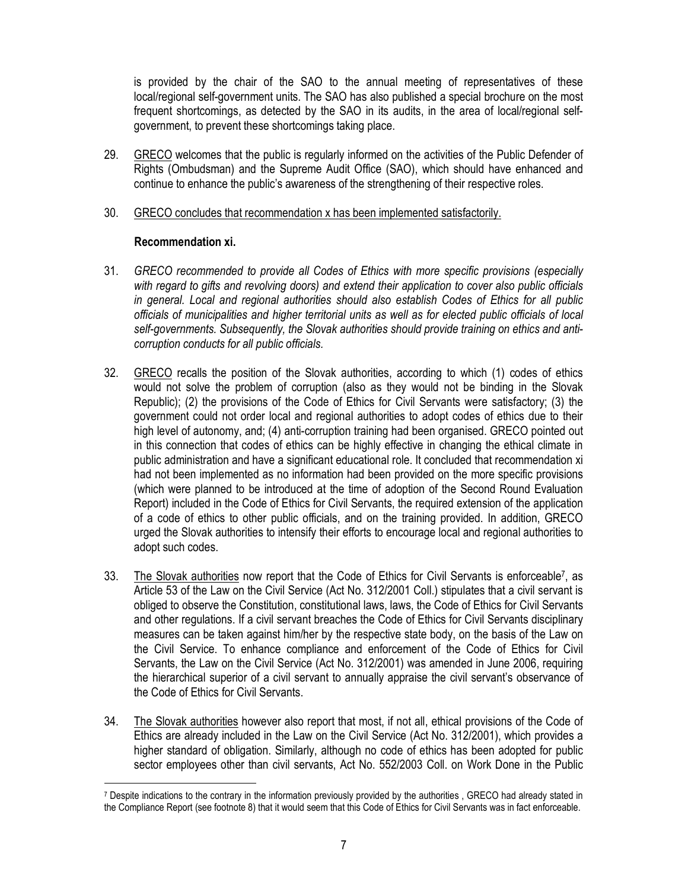is provided by the chair of the SAO to the annual meeting of representatives of these local/regional self-government units. The SAO has also published a special brochure on the most frequent shortcomings, as detected by the SAO in its audits, in the area of local/regional self-government, to prevent these shortcomings taking place.

29. GRECO welcomes that the public is regularly informed on the activities of the Public Defender of Rights (Ombudsman) and the Supreme Audit Office (SAO), which should have enhanced and continue to enhance the public's awareness of the strengthening of their respective roles.

30. GRECO concludes that recommendation x has been implemented satisfactorily.

**Recommendation xi.**

31. *GRECO recommended to provide all Codes of Ethics with more specific provisions (especially with regard to gifts and revolving doors) and extend their application to cover also public officials in general. Local and regional authorities should also establish Codes of Ethics for all public officials of municipalities and higher territorial units as well as for elected public officials of local self-governments. Subsequently, the Slovak authorities should provide training on ethics and anti-corruption conducts for all public officials.*

32. GRECO recalls the position of the Slovak authorities, according to which (1) codes of ethics would not solve the problem of corruption (also as they would not be binding in the Slovak Republic); (2) the provisions of the Code of Ethics for Civil Servants were satisfactory; (3) the government could not order local and regional authorities to adopt codes of ethics due to their high level of autonomy, and; (4) anti-corruption training had been organised. GRECO pointed out in this connection that codes of ethics can be highly effective in changing the ethical climate in public administration and have a significant educational role. It concluded that recommendation xi had not been implemented as no information had been provided on the more specific provisions (which were planned to be introduced at the time of adoption of the Second Round Evaluation Report) included in the Code of Ethics for Civil Servants, the required extension of the application of a code of ethics to other public officials, and on the training provided. In addition, GRECO urged the Slovak authorities to intensify their efforts to encourage local and regional authorities to adopt such codes.

33. The Slovak authorities now report that the Code of Ethics for Civil Servants is enforceable[7], as Article 53 of the Law on the Civil Service (Act No. 312/2001 Coll.) stipulates that a civil servant is obliged to observe the Constitution, constitutional laws, laws, the Code of Ethics for Civil Servants and other regulations. If a civil servant breaches the Code of Ethics for Civil Servants disciplinary measures can be taken against him/her by the respective state body, on the basis of the Law on the Civil Service. To enhance compliance and enforcement of the Code of Ethics for Civil Servants, the Law on the Civil Service (Act No. 312/2001) was amended in June 2006, requiring the hierarchical superior of a civil servant to annually appraise the civil servant's observance of the Code of Ethics for Civil Servants.

34. The Slovak authorities however also report that most, if not all, ethical provisions of the Code of Ethics are already included in the Law on the Civil Service (Act No. 312/2001), which provides a higher standard of obligation. Similarly, although no code of ethics has been adopted for public sector employees other than civil servants, Act No. 552/2003 Coll. on Work Done in the Public

[7] Despite indications to the contrary in the information previously provided by the authorities , GRECO had already stated in the Compliance Report (see footnote 8) that it would seem that this Code of Ethics for Civil Servants was in fact enforceable.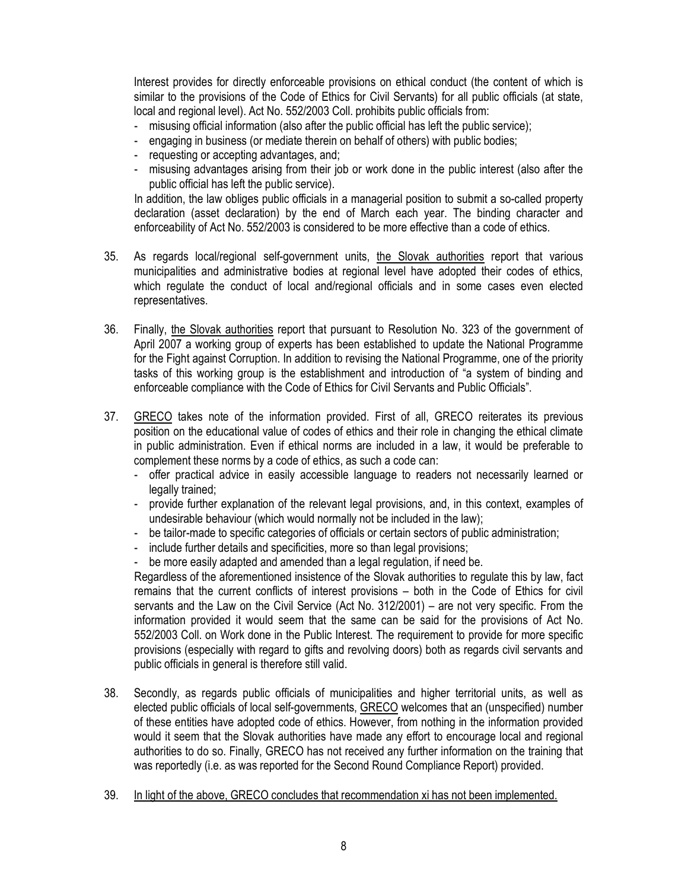Interest provides for directly enforceable provisions on ethical conduct (the content of which is similar to the provisions of the Code of Ethics for Civil Servants) for all public officials (at state, local and regional level). Act No. 552/2003 Coll. prohibits public officials from:

- misusing official information (also after the public official has left the public service);
- engaging in business (or mediate therein on behalf of others) with public bodies;
- requesting or accepting advantages, and;
- misusing advantages arising from their job or work done in the public interest (also after the public official has left the public service).

In addition, the law obliges public officials in a managerial position to submit a so-called property declaration (asset declaration) by the end of March each year. The binding character and enforceability of Act No. 552/2003 is considered to be more effective than a code of ethics.

35. As regards local/regional self-government units, the Slovak authorities report that various municipalities and administrative bodies at regional level have adopted their codes of ethics, which regulate the conduct of local and/regional officials and in some cases even elected representatives.

36. Finally, the Slovak authorities report that pursuant to Resolution No. 323 of the government of April 2007 a working group of experts has been established to update the National Programme for the Fight against Corruption. In addition to revising the National Programme, one of the priority tasks of this working group is the establishment and introduction of "a system of binding and enforceable compliance with the Code of Ethics for Civil Servants and Public Officials".

37. GRECO takes note of the information provided. First of all, GRECO reiterates its previous position on the educational value of codes of ethics and their role in changing the ethical climate in public administration. Even if ethical norms are included in a law, it would be preferable to complement these norms by a code of ethics, as such a code can:
    - offer practical advice in easily accessible language to readers not necessarily learned or legally trained;
    - provide further explanation of the relevant legal provisions, and, in this context, examples of undesirable behaviour (which would normally not be included in the law);
    - be tailor-made to specific categories of officials or certain sectors of public administration;
    - include further details and specificities, more so than legal provisions;
    - be more easily adapted and amended than a legal regulation, if need be.

    Regardless of the aforementioned insistence of the Slovak authorities to regulate this by law, fact remains that the current conflicts of interest provisions – both in the Code of Ethics for civil servants and the Law on the Civil Service (Act No. 312/2001) – are not very specific. From the information provided it would seem that the same can be said for the provisions of Act No. 552/2003 Coll. on Work done in the Public Interest. The requirement to provide for more specific provisions (especially with regard to gifts and revolving doors) both as regards civil servants and public officials in general is therefore still valid.

38. Secondly, as regards public officials of municipalities and higher territorial units, as well as elected public officials of local self-governments, GRECO welcomes that an (unspecified) number of these entities have adopted code of ethics. However, from nothing in the information provided would it seem that the Slovak authorities have made any effort to encourage local and regional authorities to do so. Finally, GRECO has not received any further information on the training that was reportedly (i.e. as was reported for the Second Round Compliance Report) provided.

39. In light of the above, GRECO concludes that recommendation xi has not been implemented.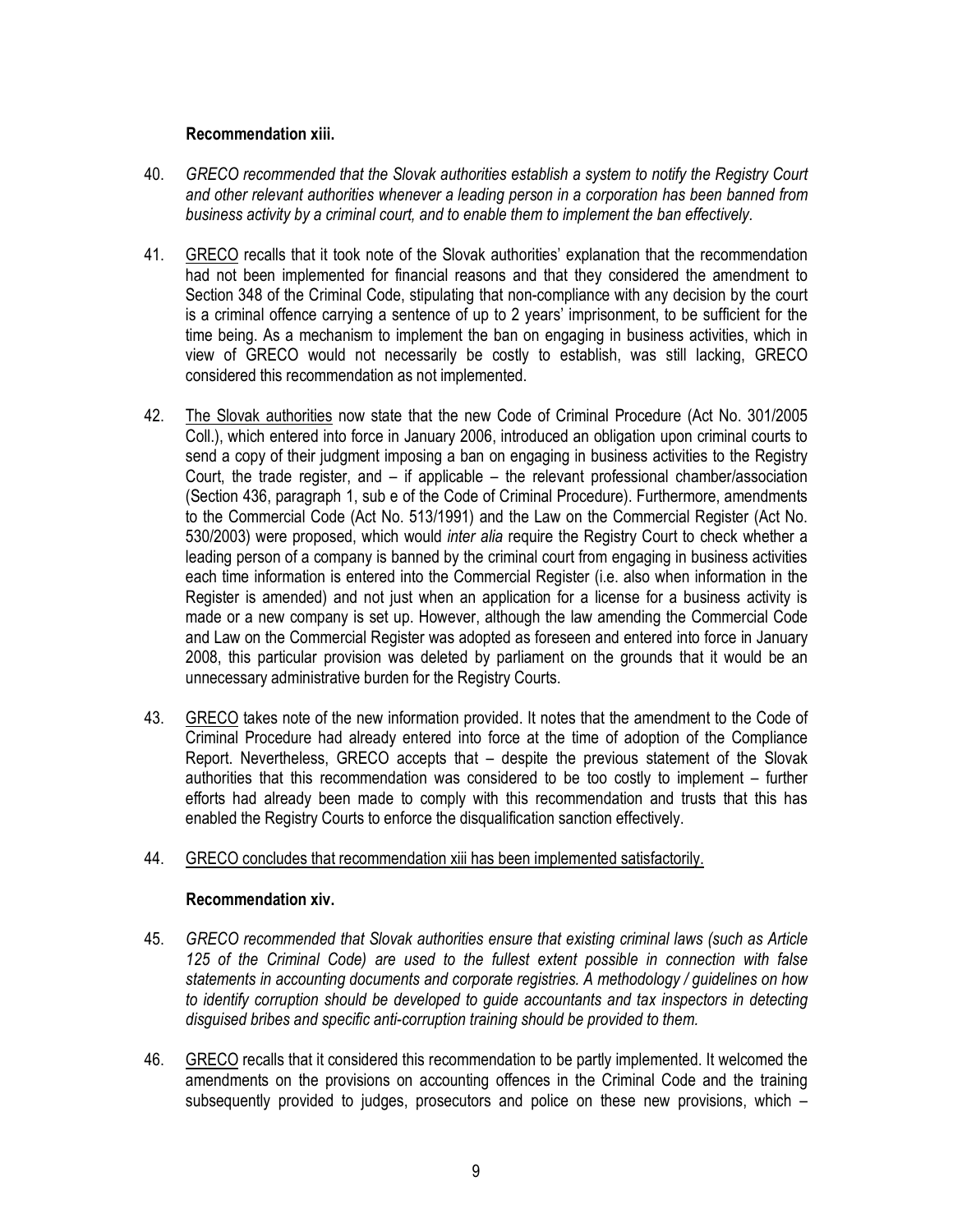**Recommendation xiii.**

40. *GRECO recommended that the Slovak authorities establish a system to notify the Registry Court and other relevant authorities whenever a leading person in a corporation has been banned from business activity by a criminal court, and to enable them to implement the ban effectively.*

41. GRECO recalls that it took note of the Slovak authorities' explanation that the recommendation had not been implemented for financial reasons and that they considered the amendment to Section 348 of the Criminal Code, stipulating that non-compliance with any decision by the court is a criminal offence carrying a sentence of up to 2 years' imprisonment, to be sufficient for the time being. As a mechanism to implement the ban on engaging in business activities, which in view of GRECO would not necessarily be costly to establish, was still lacking, GRECO considered this recommendation as not implemented.

42. The Slovak authorities now state that the new Code of Criminal Procedure (Act No. 301/2005 Coll.), which entered into force in January 2006, introduced an obligation upon criminal courts to send a copy of their judgment imposing a ban on engaging in business activities to the Registry Court, the trade register, and – if applicable – the relevant professional chamber/association (Section 436, paragraph 1, sub e of the Code of Criminal Procedure). Furthermore, amendments to the Commercial Code (Act No. 513/1991) and the Law on the Commercial Register (Act No. 530/2003) were proposed, which would *inter alia* require the Registry Court to check whether a leading person of a company is banned by the criminal court from engaging in business activities each time information is entered into the Commercial Register (i.e. also when information in the Register is amended) and not just when an application for a license for a business activity is made or a new company is set up. However, although the law amending the Commercial Code and Law on the Commercial Register was adopted as foreseen and entered into force in January 2008, this particular provision was deleted by parliament on the grounds that it would be an unnecessary administrative burden for the Registry Courts.

43. GRECO takes note of the new information provided. It notes that the amendment to the Code of Criminal Procedure had already entered into force at the time of adoption of the Compliance Report. Nevertheless, GRECO accepts that – despite the previous statement of the Slovak authorities that this recommendation was considered to be too costly to implement – further efforts had already been made to comply with this recommendation and trusts that this has enabled the Registry Courts to enforce the disqualification sanction effectively.

44. GRECO concludes that recommendation xiii has been implemented satisfactorily.

**Recommendation xiv.**

45. *GRECO recommended that Slovak authorities ensure that existing criminal laws (such as Article 125 of the Criminal Code) are used to the fullest extent possible in connection with false statements in accounting documents and corporate registries. A methodology / guidelines on how to identify corruption should be developed to guide accountants and tax inspectors in detecting disguised bribes and specific anti-corruption training should be provided to them.*

46. GRECO recalls that it considered this recommendation to be partly implemented. It welcomed the amendments on the provisions on accounting offences in the Criminal Code and the training subsequently provided to judges, prosecutors and police on these new provisions, which –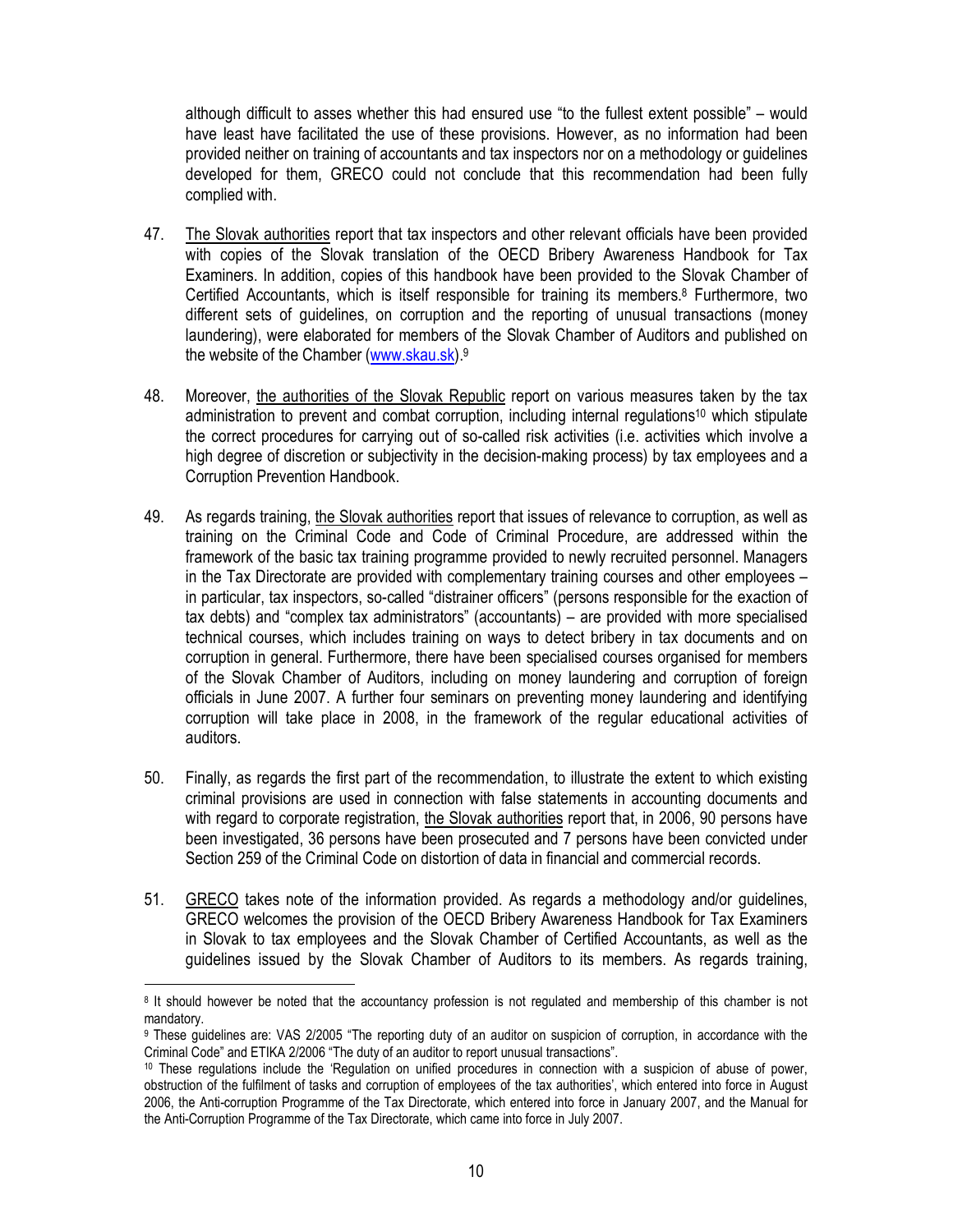although difficult to asses whether this had ensured use "to the fullest extent possible" – would have least have facilitated the use of these provisions. However, as no information had been provided neither on training of accountants and tax inspectors nor on a methodology or guidelines developed for them, GRECO could not conclude that this recommendation had been fully complied with.

47. The Slovak authorities report that tax inspectors and other relevant officials have been provided with copies of the Slovak translation of the OECD Bribery Awareness Handbook for Tax Examiners. In addition, copies of this handbook have been provided to the Slovak Chamber of Certified Accountants, which is itself responsible for training its members.[8] Furthermore, two different sets of guidelines, on corruption and the reporting of unusual transactions (money laundering), were elaborated for members of the Slovak Chamber of Auditors and published on the website of the Chamber (www.skau.sk).[9]

48. Moreover, the authorities of the Slovak Republic report on various measures taken by the tax administration to prevent and combat corruption, including internal regulations[10] which stipulate the correct procedures for carrying out of so-called risk activities (i.e. activities which involve a high degree of discretion or subjectivity in the decision-making process) by tax employees and a Corruption Prevention Handbook.

49. As regards training, the Slovak authorities report that issues of relevance to corruption, as well as training on the Criminal Code and Code of Criminal Procedure, are addressed within the framework of the basic tax training programme provided to newly recruited personnel. Managers in the Tax Directorate are provided with complementary training courses and other employees – in particular, tax inspectors, so-called "distrainer officers" (persons responsible for the exaction of tax debts) and "complex tax administrators" (accountants) – are provided with more specialised technical courses, which includes training on ways to detect bribery in tax documents and on corruption in general. Furthermore, there have been specialised courses organised for members of the Slovak Chamber of Auditors, including on money laundering and corruption of foreign officials in June 2007. A further four seminars on preventing money laundering and identifying corruption will take place in 2008, in the framework of the regular educational activities of auditors.

50. Finally, as regards the first part of the recommendation, to illustrate the extent to which existing criminal provisions are used in connection with false statements in accounting documents and with regard to corporate registration, the Slovak authorities report that, in 2006, 90 persons have been investigated, 36 persons have been prosecuted and 7 persons have been convicted under Section 259 of the Criminal Code on distortion of data in financial and commercial records.

51. GRECO takes note of the information provided. As regards a methodology and/or guidelines, GRECO welcomes the provision of the OECD Bribery Awareness Handbook for Tax Examiners in Slovak to tax employees and the Slovak Chamber of Certified Accountants, as well as the guidelines issued by the Slovak Chamber of Auditors to its members. As regards training,

---

[8] It should however be noted that the accountancy profession is not regulated and membership of this chamber is not mandatory.

[9] These guidelines are: VAS 2/2005 "The reporting duty of an auditor on suspicion of corruption, in accordance with the Criminal Code" and ETIKA 2/2006 "The duty of an auditor to report unusual transactions".

[10] These regulations include the 'Regulation on unified procedures in connection with a suspicion of abuse of power, obstruction of the fulfilment of tasks and corruption of employees of the tax authorities', which entered into force in August 2006, the Anti-corruption Programme of the Tax Directorate, which entered into force in January 2007, and the Manual for the Anti-Corruption Programme of the Tax Directorate, which came into force in July 2007.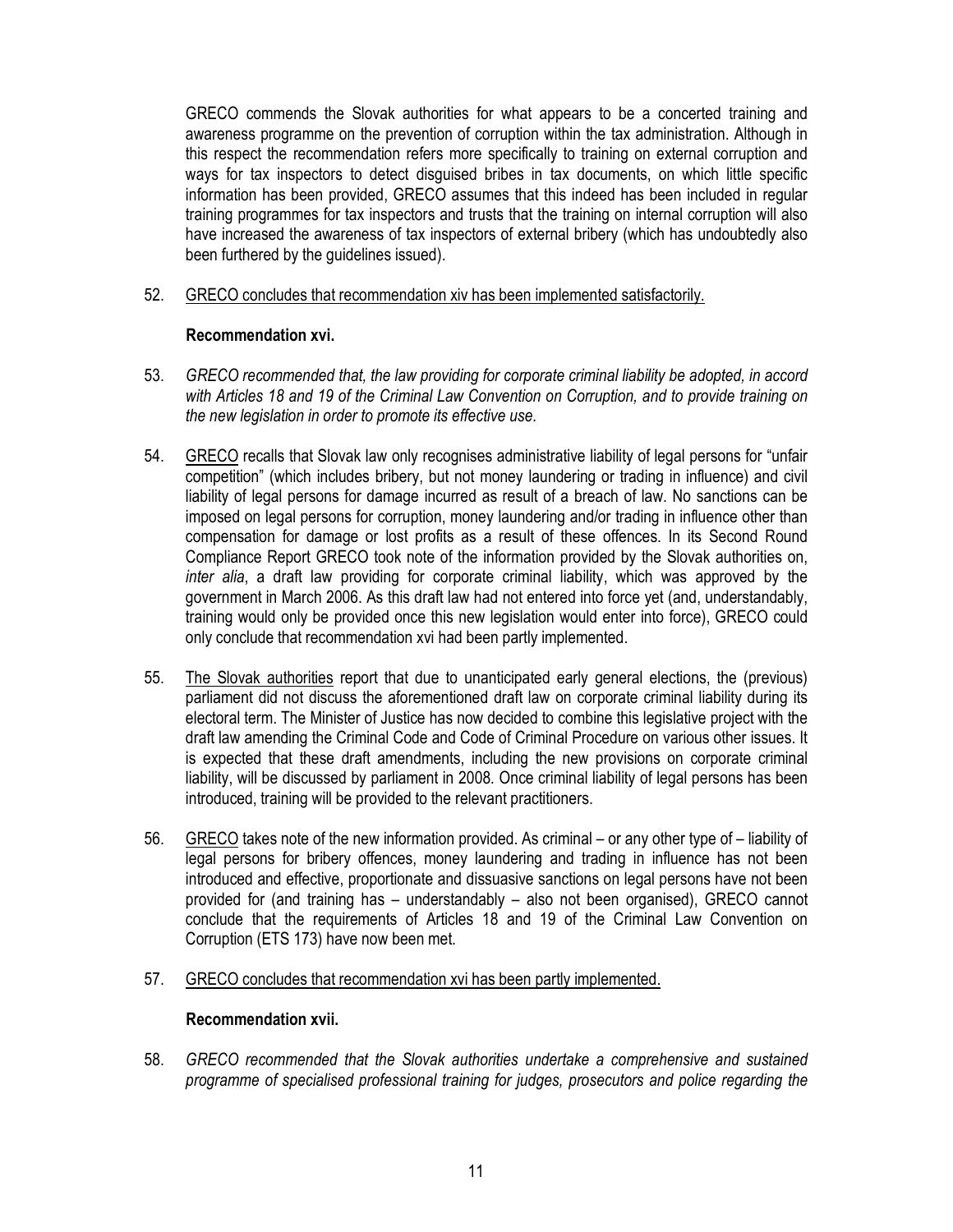GRECO commends the Slovak authorities for what appears to be a concerted training and awareness programme on the prevention of corruption within the tax administration. Although in this respect the recommendation refers more specifically to training on external corruption and ways for tax inspectors to detect disguised bribes in tax documents, on which little specific information has been provided, GRECO assumes that this indeed has been included in regular training programmes for tax inspectors and trusts that the training on internal corruption will also have increased the awareness of tax inspectors of external bribery (which has undoubtedly also been furthered by the guidelines issued).

52. GRECO concludes that recommendation xiv has been implemented satisfactorily.

**Recommendation xvi.**

53. *GRECO recommended that, the law providing for corporate criminal liability be adopted, in accord with Articles 18 and 19 of the Criminal Law Convention on Corruption, and to provide training on the new legislation in order to promote its effective use.*

54. GRECO recalls that Slovak law only recognises administrative liability of legal persons for "unfair competition" (which includes bribery, but not money laundering or trading in influence) and civil liability of legal persons for damage incurred as result of a breach of law. No sanctions can be imposed on legal persons for corruption, money laundering and/or trading in influence other than compensation for damage or lost profits as a result of these offences. In its Second Round Compliance Report GRECO took note of the information provided by the Slovak authorities on, *inter alia*, a draft law providing for corporate criminal liability, which was approved by the government in March 2006. As this draft law had not entered into force yet (and, understandably, training would only be provided once this new legislation would enter into force), GRECO could only conclude that recommendation xvi had been partly implemented.

55. The Slovak authorities report that due to unanticipated early general elections, the (previous) parliament did not discuss the aforementioned draft law on corporate criminal liability during its electoral term. The Minister of Justice has now decided to combine this legislative project with the draft law amending the Criminal Code and Code of Criminal Procedure on various other issues. It is expected that these draft amendments, including the new provisions on corporate criminal liability, will be discussed by parliament in 2008. Once criminal liability of legal persons has been introduced, training will be provided to the relevant practitioners.

56. GRECO takes note of the new information provided. As criminal – or any other type of – liability of legal persons for bribery offences, money laundering and trading in influence has not been introduced and effective, proportionate and dissuasive sanctions on legal persons have not been provided for (and training has – understandably – also not been organised), GRECO cannot conclude that the requirements of Articles 18 and 19 of the Criminal Law Convention on Corruption (ETS 173) have now been met.

57. GRECO concludes that recommendation xvi has been partly implemented.

**Recommendation xvii.**

58. *GRECO recommended that the Slovak authorities undertake a comprehensive and sustained programme of specialised professional training for judges, prosecutors and police regarding the*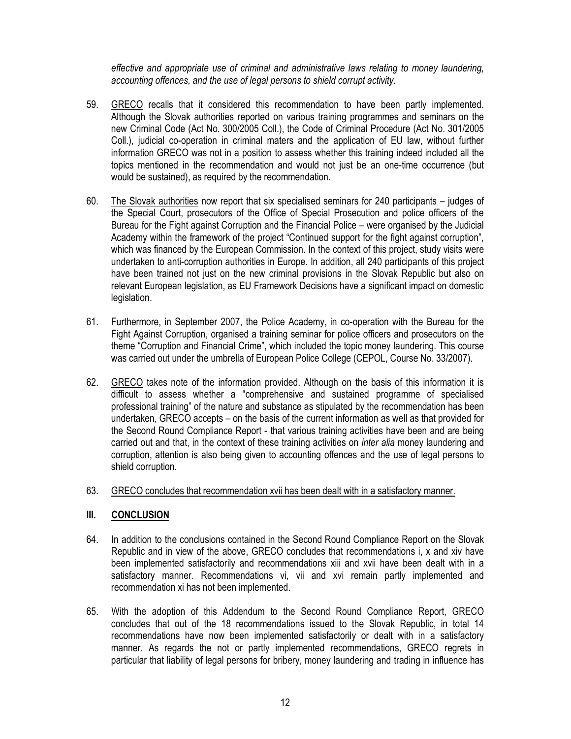*effective and appropriate use of criminal and administrative laws relating to money laundering, accounting offences, and the use of legal persons to shield corrupt activity.*

59. GRECO recalls that it considered this recommendation to have been partly implemented. Although the Slovak authorities reported on various training programmes and seminars on the new Criminal Code (Act No. 300/2005 Coll.), the Code of Criminal Procedure (Act No. 301/2005 Coll.), judicial co-operation in criminal maters and the application of EU law, without further information GRECO was not in a position to assess whether this training indeed included all the topics mentioned in the recommendation and would not just be an one-time occurrence (but would be sustained), as required by the recommendation.

60. The Slovak authorities now report that six specialised seminars for 240 participants – judges of the Special Court, prosecutors of the Office of Special Prosecution and police officers of the Bureau for the Fight against Corruption and the Financial Police – were organised by the Judicial Academy within the framework of the project "Continued support for the fight against corruption", which was financed by the European Commission. In the context of this project, study visits were undertaken to anti-corruption authorities in Europe. In addition, all 240 participants of this project have been trained not just on the new criminal provisions in the Slovak Republic but also on relevant European legislation, as EU Framework Decisions have a significant impact on domestic legislation.

61. Furthermore, in September 2007, the Police Academy, in co-operation with the Bureau for the Fight Against Corruption, organised a training seminar for police officers and prosecutors on the theme "Corruption and Financial Crime", which included the topic money laundering. This course was carried out under the umbrella of European Police College (CEPOL, Course No. 33/2007).

62. GRECO takes note of the information provided. Although on the basis of this information it is difficult to assess whether a "comprehensive and sustained programme of specialised professional training" of the nature and substance as stipulated by the recommendation has been undertaken, GRECO accepts – on the basis of the current information as well as that provided for the Second Round Compliance Report - that various training activities have been and are being carried out and that, in the context of these training activities on *inter alia* money laundering and corruption, attention is also being given to accounting offences and the use of legal persons to shield corruption.

63. GRECO concludes that recommendation xvii has been dealt with in a satisfactory manner.

## III. CONCLUSION

64. In addition to the conclusions contained in the Second Round Compliance Report on the Slovak Republic and in view of the above, GRECO concludes that recommendations i, x and xiv have been implemented satisfactorily and recommendations xiii and xvii have been dealt with in a satisfactory manner. Recommendations vi, vii and xvi remain partly implemented and recommendation xi has not been implemented.

65. With the adoption of this Addendum to the Second Round Compliance Report, GRECO concludes that out of the 18 recommendations issued to the Slovak Republic, in total 14 recommendations have now been implemented satisfactorily or dealt with in a satisfactory manner. As regards the not or partly implemented recommendations, GRECO regrets in particular that liability of legal persons for bribery, money laundering and trading in influence has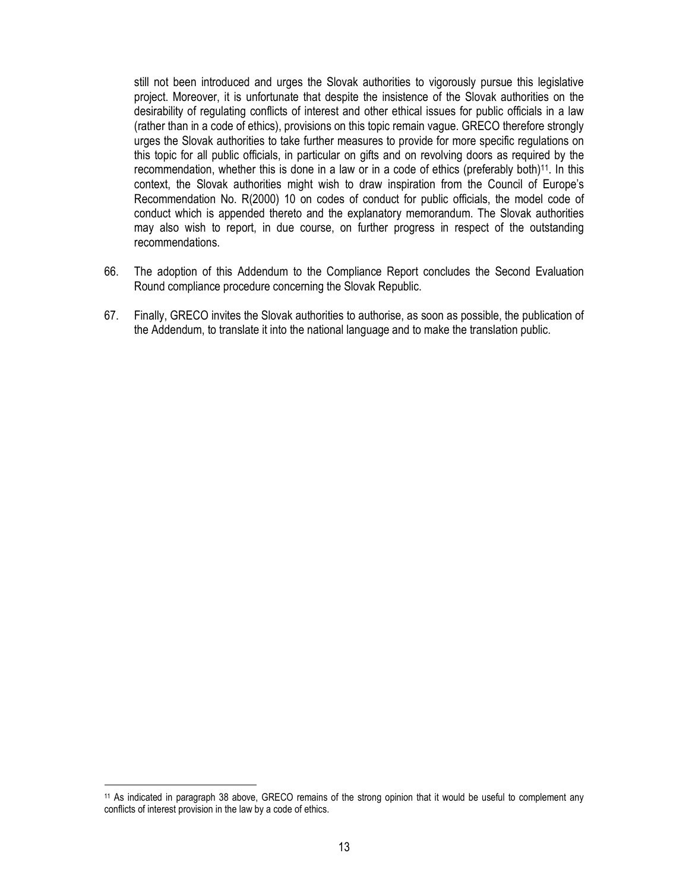still not been introduced and urges the Slovak authorities to vigorously pursue this legislative project. Moreover, it is unfortunate that despite the insistence of the Slovak authorities on the desirability of regulating conflicts of interest and other ethical issues for public officials in a law (rather than in a code of ethics), provisions on this topic remain vague. GRECO therefore strongly urges the Slovak authorities to take further measures to provide for more specific regulations on this topic for all public officials, in particular on gifts and on revolving doors as required by the recommendation, whether this is done in a law or in a code of ethics (preferably both)[11]. In this context, the Slovak authorities might wish to draw inspiration from the Council of Europe's Recommendation No. R(2000) 10 on codes of conduct for public officials, the model code of conduct which is appended thereto and the explanatory memorandum. The Slovak authorities may also wish to report, in due course, on further progress in respect of the outstanding recommendations.

66. The adoption of this Addendum to the Compliance Report concludes the Second Evaluation Round compliance procedure concerning the Slovak Republic.

67. Finally, GRECO invites the Slovak authorities to authorise, as soon as possible, the publication of the Addendum, to translate it into the national language and to make the translation public.

---

[11] As indicated in paragraph 38 above, GRECO remains of the strong opinion that it would be useful to complement any conflicts of interest provision in the law by a code of ethics.